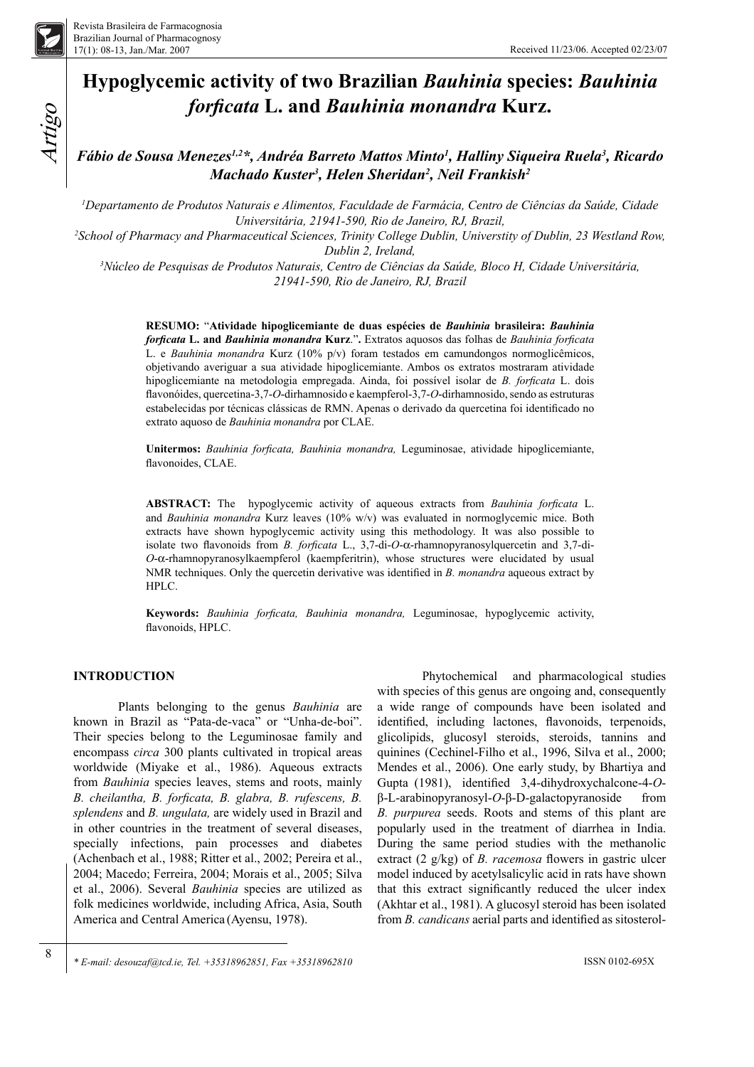# Hypoglycemic activity of two Brazilian *Bauhinia* species: *Bauhinia forficata* L. and *Bauhinia monandra* Kurz.

***Fábio de Sousa Menezes[1,2]\*, Andréa Barreto Mattos Minto[1], Halliny Siqueira Ruela[3], Ricardo Machado Kuster[3], Helen Sheridan[2], Neil Frankish[2]***

[1]Departamento de Produtos Naturais e Alimentos, Faculdade de Farmácia, Centro de Ciências da Saúde, Cidade Universitária, 21941-590, Rio de Janeiro, RJ, Brazil,

[2]School of Pharmacy and Pharmaceutical Sciences, Trinity College Dublin, Universtity of Dublin, 23 Westland Row, Dublin 2, Ireland,

[3]Núcleo de Pesquisas de Produtos Naturais, Centro de Ciências da Saúde, Bloco H, Cidade Universitária, 21941-590, Rio de Janeiro, RJ, Brazil

**RESUMO:** "**Atividade hipoglicemiante de duas espécies de *Bauhinia* brasileira: *Bauhinia forficata* L. and *Bauhinia monandra* Kurz**.". Extratos aquosos das folhas de *Bauhinia forficata* L. e *Bauhinia monandra* Kurz (10% p/v) foram testados em camundongos normoglicêmicos, objetivando averiguar a sua atividade hipoglicemiante. Ambos os extratos mostraram atividade hipoglicemiante na metodologia empregada. Ainda, foi possível isolar de *B. forficata* L. dois flavonóides, quercetina-3,7-*O*-dirhamnosido e kaempferol-3,7-*O*-dirhamnosido, sendo as estruturas estabelecidas por técnicas clássicas de RMN. Apenas o derivado da quercetina foi identificado no extrato aquoso de *Bauhinia monandra* por CLAE.

**Unitermos:** *Bauhinia forficata, Bauhinia monandra,* Leguminosae, atividade hipoglicemiante, flavonoides, CLAE.

**ABSTRACT:** The hypoglycemic activity of aqueous extracts from *Bauhinia forficata* L. and *Bauhinia monandra* Kurz leaves (10% w/v) was evaluated in normoglycemic mice. Both extracts have shown hypoglycemic activity using this methodology. It was also possible to isolate two flavonoids from *B. forficata* L., 3,7-di-*O*-α-rhamnopyranosylquercetin and 3,7-di-*O*-α-rhamnopyranosylkaempferol (kaempferitrin), whose structures were elucidated by usual NMR techniques. Only the quercetin derivative was identified in *B. monandra* aqueous extract by HPLC.

**Keywords:** *Bauhinia forficata, Bauhinia monandra,* Leguminosae, hypoglycemic activity, flavonoids, HPLC.

## INTRODUCTION

Plants belonging to the genus *Bauhinia* are known in Brazil as "Pata-de-vaca" or "Unha-de-boi". Their species belong to the Leguminosae family and encompass *circa* 300 plants cultivated in tropical areas worldwide (Miyake et al., 1986). Aqueous extracts from *Bauhinia* species leaves, stems and roots, mainly *B. cheilantha, B. forficata, B. glabra, B. rufescens, B. splendens* and *B. ungulata,* are widely used in Brazil and in other countries in the treatment of several diseases, specially infections, pain processes and diabetes (Achenbach et al., 1988; Ritter et al., 2002; Pereira et al., 2004; Macedo; Ferreira, 2004; Morais et al., 2005; Silva et al., 2006). Several *Bauhinia* species are utilized as folk medicines worldwide, including Africa, Asia, South America and Central America (Ayensu, 1978).

Phytochemical and pharmacological studies with species of this genus are ongoing and, consequently a wide range of compounds have been isolated and identified, including lactones, flavonoids, terpenoids, glicolipids, glucosyl steroids, steroids, tannins and quinines (Cechinel-Filho et al., 1996, Silva et al., 2000; Mendes et al., 2006). One early study, by Bhartiya and Gupta (1981), identified 3,4-dihydroxychalcone-4-*O*-β-L-arabinopyranosyl-*O*-β-D-galactopyranoside from *B. purpurea* seeds. Roots and stems of this plant are popularly used in the treatment of diarrhea in India. During the same period studies with the methanolic extract (2 g/kg) of *B. racemosa* flowers in gastric ulcer model induced by acetylsalicylic acid in rats have shown that this extract significantly reduced the ulcer index (Akhtar et al., 1981). A glucosyl steroid has been isolated from *B. candicans* aerial parts and identified as sitosterol-

\* E-mail: desouzaf@tcd.ie, Tel. +35318962851, Fax +35318962810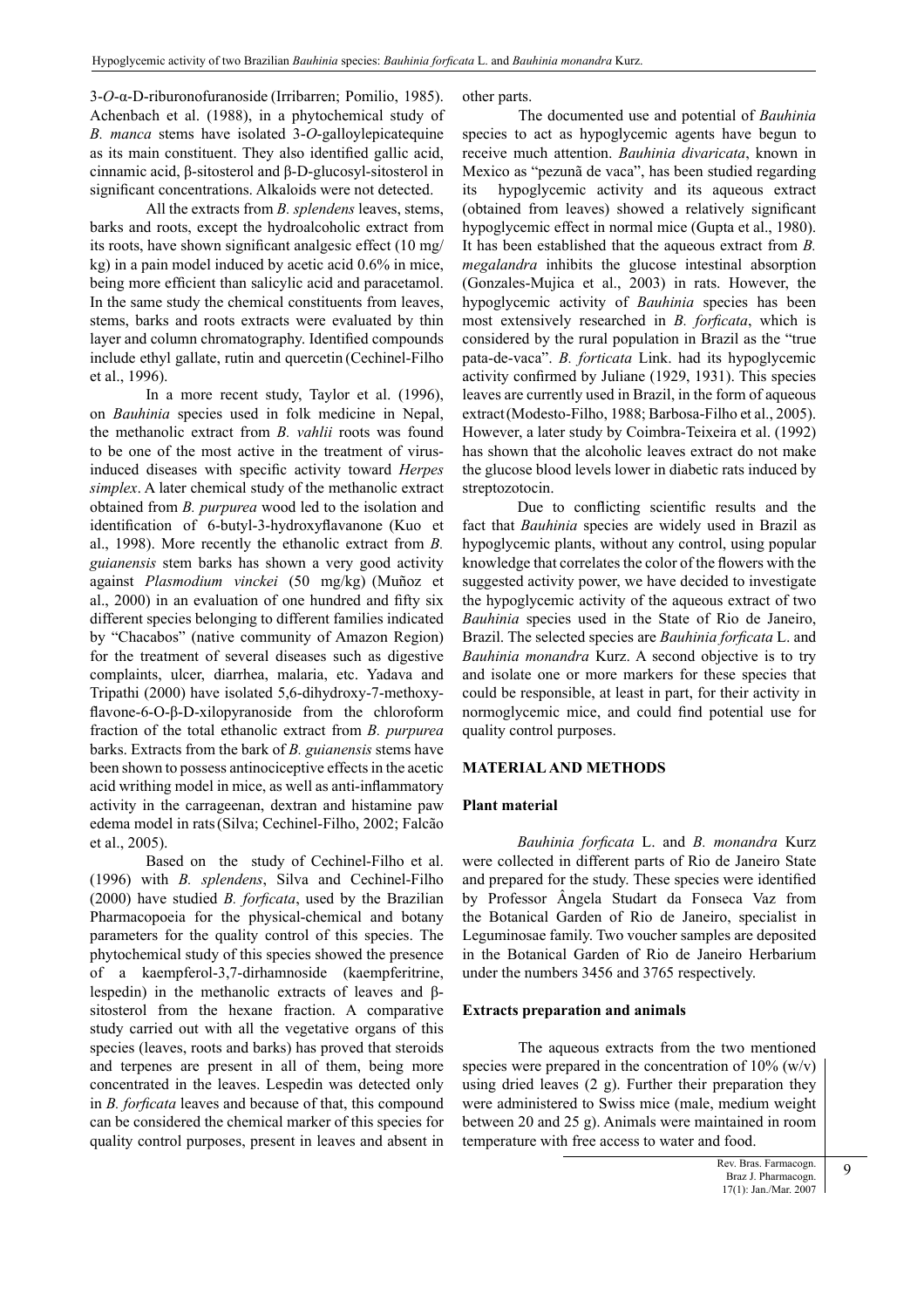3-*O*-α-D-riburonofuranoside (Irribarren; Pomilio, 1985). Achenbach et al. (1988), in a phytochemical study of *B. manca* stems have isolated 3-*O*-galloylepicatequine as its main constituent. They also identified gallic acid, cinnamic acid, β-sitosterol and β-D-glucosyl-sitosterol in significant concentrations. Alkaloids were not detected.

All the extracts from *B. splendens* leaves, stems, barks and roots, except the hydroalcoholic extract from its roots, have shown significant analgesic effect (10 mg/kg) in a pain model induced by acetic acid 0.6% in mice, being more efficient than salicylic acid and paracetamol. In the same study the chemical constituents from leaves, stems, barks and roots extracts were evaluated by thin layer and column chromatography. Identified compounds include ethyl gallate, rutin and quercetin (Cechinel-Filho et al., 1996).

In a more recent study, Taylor et al. (1996), on *Bauhinia* species used in folk medicine in Nepal, the methanolic extract from *B. vahlii* roots was found to be one of the most active in the treatment of virus-induced diseases with specific activity toward *Herpes simplex*. A later chemical study of the methanolic extract obtained from *B. purpurea* wood led to the isolation and identification of 6-butyl-3-hydroxyflavanone (Kuo et al., 1998). More recently the ethanolic extract from *B. guianensis* stem barks has shown a very good activity against *Plasmodium vinckei* (50 mg/kg) (Muñoz et al., 2000) in an evaluation of one hundred and fifty six different species belonging to different families indicated by "Chacabos" (native community of Amazon Region) for the treatment of several diseases such as digestive complaints, ulcer, diarrhea, malaria, etc. Yadava and Tripathi (2000) have isolated 5,6-dihydroxy-7-methoxy-flavone-6-O-β-D-xilopyranoside from the chloroform fraction of the total ethanolic extract from *B. purpurea* barks. Extracts from the bark of *B. guianensis* stems have been shown to possess antinociceptive effects in the acetic acid writhing model in mice, as well as anti-inflammatory activity in the carrageenan, dextran and histamine paw edema model in rats (Silva; Cechinel-Filho, 2002; Falcão et al., 2005).

Based on the study of Cechinel-Filho et al. (1996) with *B. splendens*, Silva and Cechinel-Filho (2000) have studied *B. forficata*, used by the Brazilian Pharmacopoeia for the physical-chemical and botany parameters for the quality control of this species. The phytochemical study of this species showed the presence of a kaempferol-3,7-dirhamnoside (kaempferitrine, lespedin) in the methanolic extracts of leaves and β-sitosterol from the hexane fraction. A comparative study carried out with all the vegetative organs of this species (leaves, roots and barks) has proved that steroids and terpenes are present in all of them, being more concentrated in the leaves. Lespedin was detected only in *B. forficata* leaves and because of that, this compound can be considered the chemical marker of this species for quality control purposes, present in leaves and absent in other parts.

The documented use and potential of *Bauhinia* species to act as hypoglycemic agents have begun to receive much attention. *Bauhinia divaricata*, known in Mexico as "pezunã de vaca", has been studied regarding its hypoglycemic activity and its aqueous extract (obtained from leaves) showed a relatively significant hypoglycemic effect in normal mice (Gupta et al., 1980). It has been established that the aqueous extract from *B. megalandra* inhibits the glucose intestinal absorption (Gonzales-Mujica et al., 2003) in rats. However, the hypoglycemic activity of *Bauhinia* species has been most extensively researched in *B. forficata*, which is considered by the rural population in Brazil as the "true pata-de-vaca". *B. forticata* Link. had its hypoglycemic activity confirmed by Juliane (1929, 1931). This species leaves are currently used in Brazil, in the form of aqueous extract (Modesto-Filho, 1988; Barbosa-Filho et al., 2005). However, a later study by Coimbra-Teixeira et al. (1992) has shown that the alcoholic leaves extract do not make the glucose blood levels lower in diabetic rats induced by streptozotocin.

Due to conflicting scientific results and the fact that *Bauhinia* species are widely used in Brazil as hypoglycemic plants, without any control, using popular knowledge that correlates the color of the flowers with the suggested activity power, we have decided to investigate the hypoglycemic activity of the aqueous extract of two *Bauhinia* species used in the State of Rio de Janeiro, Brazil. The selected species are *Bauhinia forficata* L. and *Bauhinia monandra* Kurz. A second objective is to try and isolate one or more markers for these species that could be responsible, at least in part, for their activity in normoglycemic mice, and could find potential use for quality control purposes.

## MATERIAL AND METHODS

### Plant material

*Bauhinia forficata* L. and *B. monandra* Kurz were collected in different parts of Rio de Janeiro State and prepared for the study. These species were identified by Professor Ângela Studart da Fonseca Vaz from the Botanical Garden of Rio de Janeiro, specialist in Leguminosae family. Two voucher samples are deposited in the Botanical Garden of Rio de Janeiro Herbarium under the numbers 3456 and 3765 respectively.

### Extracts preparation and animals

The aqueous extracts from the two mentioned species were prepared in the concentration of 10% (w/v) using dried leaves (2 g). Further their preparation they were administered to Swiss mice (male, medium weight between 20 and 25 g). Animals were maintained in room temperature with free access to water and food.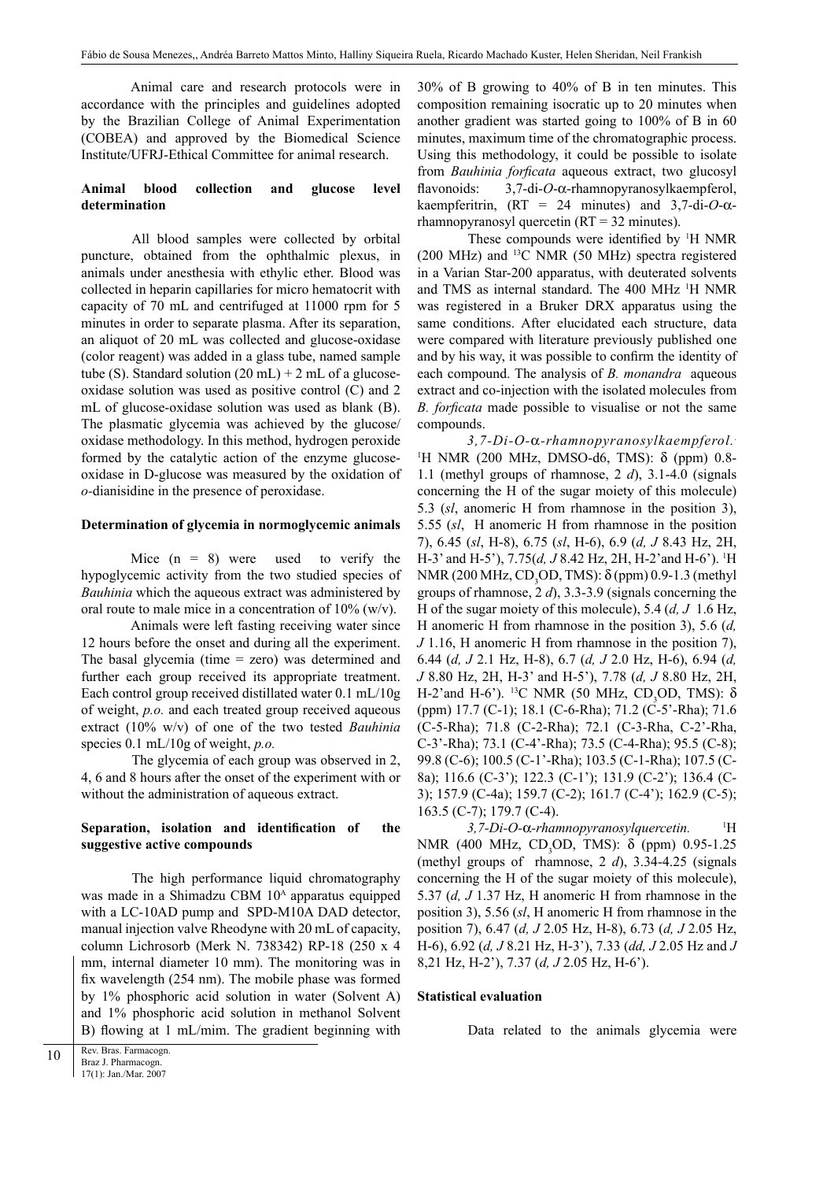Animal care and research protocols were in accordance with the principles and guidelines adopted by the Brazilian College of Animal Experimentation (COBEA) and approved by the Biomedical Science Institute/UFRJ-Ethical Committee for animal research.

**Animal blood collection and glucose level determination**

All blood samples were collected by orbital puncture, obtained from the ophthalmic plexus, in animals under anesthesia with ethylic ether. Blood was collected in heparin capillaries for micro hematocrit with capacity of 70 mL and centrifuged at 11000 rpm for 5 minutes in order to separate plasma. After its separation, an aliquot of 20 mL was collected and glucose-oxidase (color reagent) was added in a glass tube, named sample tube (S). Standard solution (20 mL) + 2 mL of a glucose-oxidase solution was used as positive control (C) and 2 mL of glucose-oxidase solution was used as blank (B). The plasmatic glycemia was achieved by the glucose/oxidase methodology. In this method, hydrogen peroxide formed by the catalytic action of the enzyme glucose-oxidase in D-glucose was measured by the oxidation of *o*-dianisidine in the presence of peroxidase.

**Determination of glycemia in normoglycemic animals**

Mice (n = 8) were used to verify the hypoglycemic activity from the two studied species of *Bauhinia* which the aqueous extract was administered by oral route to male mice in a concentration of 10% (w/v).

Animals were left fasting receiving water since 12 hours before the onset and during all the experiment. The basal glycemia (time = zero) was determined and further each group received its appropriate treatment. Each control group received distilled water 0.1 mL/10g of weight, *p.o.* and each treated group received aqueous extract (10% w/v) of one of the two tested *Bauhinia* species 0.1 mL/10g of weight, *p.o.*

The glycemia of each group was observed in 2, 4, 6 and 8 hours after the onset of the experiment with or without the administration of aqueous extract.

**Separation, isolation and identification of the suggestive active compounds**

The high performance liquid chromatography was made in a Shimadzu CBM $10^{A}$ apparatus equipped with a LC-10AD pump and SPD-M10A DAD detector, manual injection valve Rheodyne with 20 mL of capacity, column Lichrosorb (Merk N. 738342) RP-18 (250 x 4 mm, internal diameter 10 mm). The monitoring was in fix wavelength (254 nm). The mobile phase was formed by 1% phosphoric acid solution in water (Solvent A) and 1% phosphoric acid solution in methanol Solvent B) flowing at 1 mL/mim. The gradient beginning with 30% of B growing to 40% of B in ten minutes. This composition remaining isocratic up to 20 minutes when another gradient was started going to 100% of B in 60 minutes, maximum time of the chromatographic process. Using this methodology, it could be possible to isolate from *Bauhinia forficata* aqueous extract, two glucosyl flavonoids: 3,7-di-*O*-α-rhamnopyranosylkaempferol, kaempferitrin, (RT = 24 minutes) and 3,7-di-*O*-α-rhamnopyranosyl quercetin (RT = 32 minutes).

These compounds were identified by $^{1}$H NMR (200 MHz) and $^{13}$C NMR (50 MHz) spectra registered in a Varian Star-200 apparatus, with deuterated solvents and TMS as internal standard. The 400 MHz $^{1}$H NMR was registered in a Bruker DRX apparatus using the same conditions. After elucidated each structure, data were compared with literature previously published one and by his way, it was possible to confirm the identity of each compound. The analysis of *B. monandra* aqueous extract and co-injection with the isolated molecules from *B. forficata* made possible to visualise or not the same compounds.

*3,7-Di-O-α-rhamnopyranosylkaempferol.* $^{1}$H NMR (200 MHz, DMSO-d6, TMS): δ (ppm) 0.8-1.1 (methyl groups of rhamnose, 2 *d*), 3.1-4.0 (signals concerning the H of the sugar moiety of this molecule) 5.3 (*sl*, anomeric H from rhamnose in the position 3), 5.55 (*sl*, H anomeric H from rhamnose in the position 7), 6.45 (*sl*, H-8), 6.75 (*sl*, H-6), 6.9 (*d, J* 8.43 Hz, 2H, H-3' and H-5'), 7.75(*d, J* 8.42 Hz, 2H, H-2'and H-6'). $^{1}$H NMR (200 MHz, $CD_3OD$, TMS): δ (ppm) 0.9-1.3 (methyl groups of rhamnose, 2 *d*), 3.3-3.9 (signals concerning the H of the sugar moiety of this molecule), 5.4 (*d, J* 1.6 Hz, H anomeric H from rhamnose in the position 3), 5.6 (*d, J* 1.16, H anomeric H from rhamnose in the position 7), 6.44 (*d, J* 2.1 Hz, H-8), 6.7 (*d, J* 2.0 Hz, H-6), 6.94 (*d, J* 8.80 Hz, 2H, H-3' and H-5'), 7.78 (*d, J* 8.80 Hz, 2H, H-2'and H-6'). $^{13}$C NMR (50 MHz, $CD_3OD$, TMS): δ (ppm) 17.7 (C-1); 18.1 (C-6-Rha); 71.2 (C-5'-Rha); 71.6 (C-5-Rha); 71.8 (C-2-Rha); 72.1 (C-3-Rha, C-2'-Rha, C-3'-Rha); 73.1 (C-4'-Rha); 73.5 (C-4-Rha); 95.5 (C-8); 99.8 (C-6); 100.5 (C-1'-Rha); 103.5 (C-1-Rha); 107.5 (C-8a); 116.6 (C-3'); 122.3 (C-1'); 131.9 (C-2'); 136.4 (C-3); 157.9 (C-4a); 159.7 (C-2); 161.7 (C-4'); 162.9 (C-5); 163.5 (C-7); 179.7 (C-4).

*3,7-Di-O-α-rhamnopyranosylquercetin.* $^{1}$H NMR (400 MHz, $CD_3OD$, TMS): δ (ppm) 0.95-1.25 (methyl groups of rhamnose, 2 *d*), 3.34-4.25 (signals concerning the H of the sugar moiety of this molecule), 5.37 (*d, J* 1.37 Hz, H anomeric H from rhamnose in the position 3), 5.56 (*sl*, H anomeric H from rhamnose in the position 7), 6.47 (*d, J* 2.05 Hz, H-8), 6.73 (*d, J* 2.05 Hz, H-6), 6.92 (*d, J* 8.21 Hz, H-3'), 7.33 (*dd, J* 2.05 Hz and *J* 8,21 Hz, H-2'), 7.37 (*d, J* 2.05 Hz, H-6').

**Statistical evaluation**

Data related to the animals glycemia were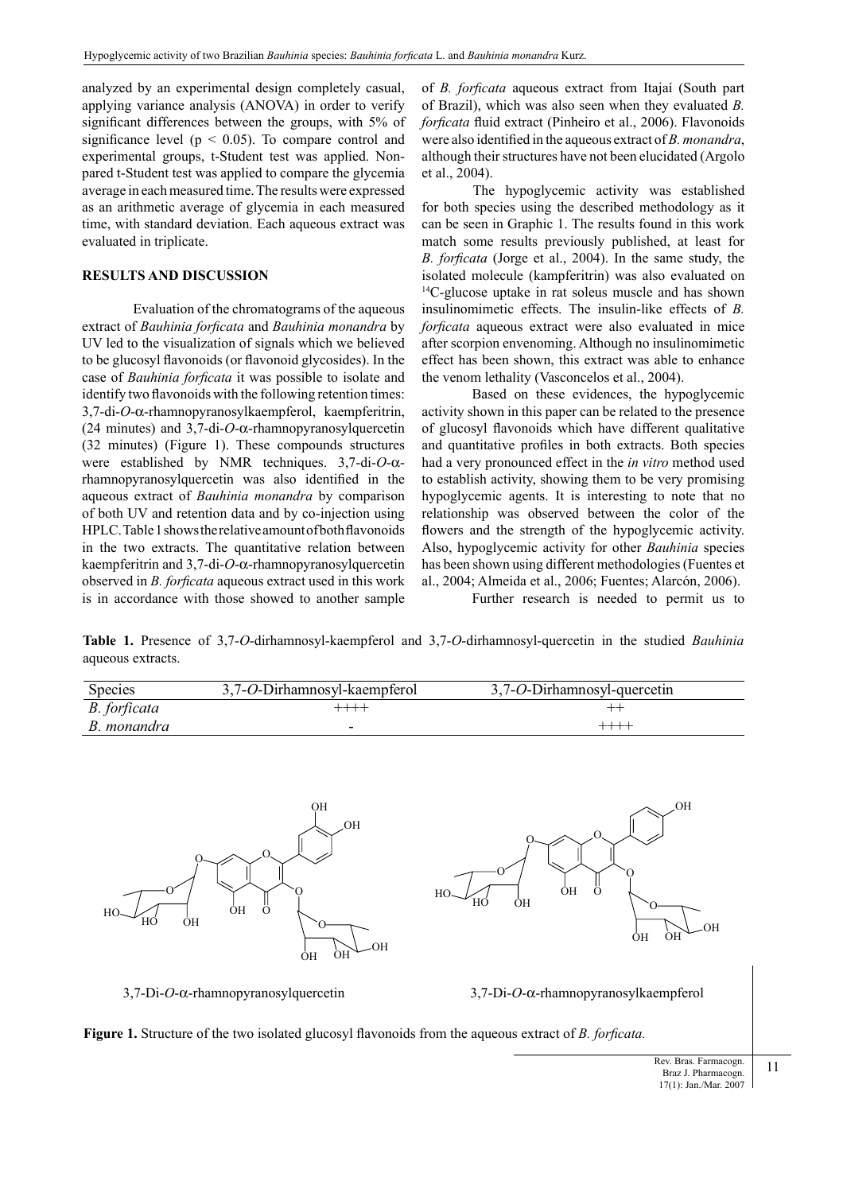analyzed by an experimental design completely casual, applying variance analysis (ANOVA) in order to verify significant differences between the groups, with 5% of significance level ($p < 0.05$). To compare control and experimental groups, t-Student test was applied. Non-pared t-Student test was applied to compare the glycemia average in each measured time. The results were expressed as an arithmetic average of glycemia in each measured time, with standard deviation. Each aqueous extract was evaluated in triplicate.

## RESULTS AND DISCUSSION

Evaluation of the chromatograms of the aqueous extract of *Bauhinia forficata* and *Bauhinia monandra* by UV led to the visualization of signals which we believed to be glucosyl flavonoids (or flavonoid glycosides). In the case of *Bauhinia forficata* it was possible to isolate and identify two flavonoids with the following retention times: 3,7-di-*O*-α-rhamnopyranosylkaempferol, kaempferitrin, (24 minutes) and 3,7-di-*O*-α-rhamnopyranosylquercetin (32 minutes) (Figure 1). These compounds structures were established by NMR techniques. 3,7-di-*O*-α-rhamnopyranosylquercetin was also identified in the aqueous extract of *Bauhinia monandra* by comparison of both UV and retention data and by co-injection using HPLC. Table 1 shows the relative amount of both flavonoids in the two extracts. The quantitative relation between kaempferitrin and 3,7-di-*O*-α-rhamnopyranosylquercetin observed in *B. forficata* aqueous extract used in this work is in accordance with those showed to another sample of *B. forficata* aqueous extract from Itajaí (South part of Brazil), which was also seen when they evaluated *B. forficata* fluid extract (Pinheiro et al., 2006). Flavonoids were also identified in the aqueous extract of *B. monandra*, although their structures have not been elucidated (Argolo et al., 2004).

The hypoglycemic activity was established for both species using the described methodology as it can be seen in Graphic 1. The results found in this work match some results previously published, at least for *B. forficata* (Jorge et al., 2004). In the same study, the isolated molecule (kampferitrin) was also evaluated on $^{14}$C-glucose uptake in rat soleus muscle and has shown insulinomimetic effects. The insulin-like effects of *B. forficata* aqueous extract were also evaluated in mice after scorpion envenoming. Although no insulinomimetic effect has been shown, this extract was able to enhance the venom lethality (Vasconcelos et al., 2004).

Based on these evidences, the hypoglycemic activity shown in this paper can be related to the presence of glucosyl flavonoids which have different qualitative and quantitative profiles in both extracts. Both species had a very pronounced effect in the *in vitro* method used to establish activity, showing them to be very promising hypoglycemic agents. It is interesting to note that no relationship was observed between the color of the flowers and the strength of the hypoglycemic activity. Also, hypoglycemic activity for other *Bauhinia* species has been shown using different methodologies (Fuentes et al., 2004; Almeida et al., 2006; Fuentes; Alarcón, 2006).

Further research is needed to permit us to

**Table 1.** Presence of 3,7-*O*-dirhamnosyl-kaempferol and 3,7-*O*-dirhamnosyl-quercetin in the studied *Bauhinia* aqueous extracts.

| Species | 3,7-*O*-Dirhamnosyl-kaempferol | 3,7-*O*-Dirhamnosyl-quercetin |
|---|---|---|
| *B. forficata* | ++++ | ++ |
| *B. monandra* | - | ++++ |

3,7-Di-*O*-α-rhamnopyranosylquercetin

3,7-Di-*O*-α-rhamnopyranosylkaempferol

**Figure 1.** Structure of the two isolated glucosyl flavonoids from the aqueous extract of *B. forficata.*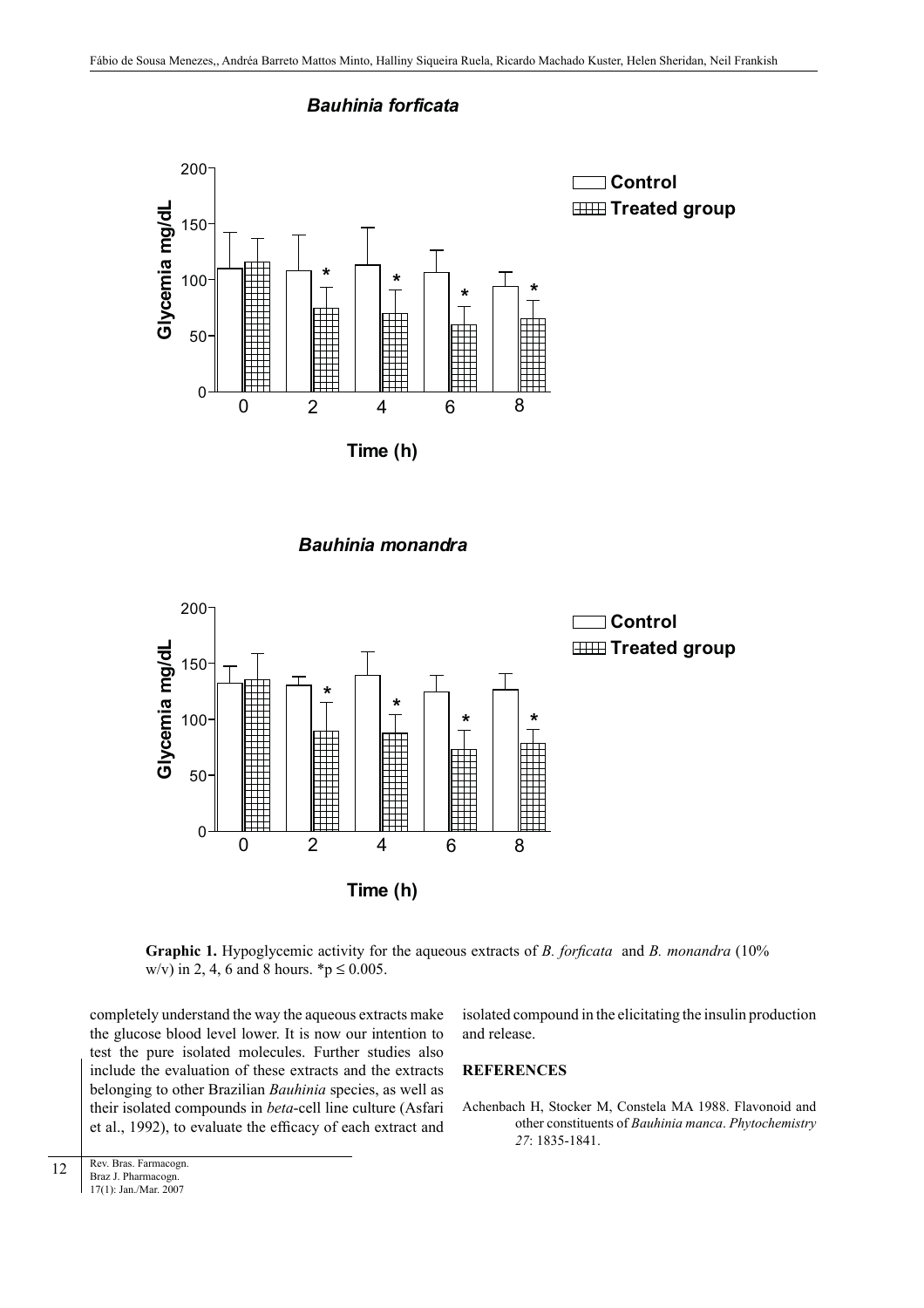**Graphic 1.** Hypoglycemic activity for the aqueous extracts of *B. forficata* and *B. monandra* (10% w/v) in 2, 4, 6 and 8 hours. *$p \leq 0.005$.

completely understand the way the aqueous extracts make the glucose blood level lower. It is now our intention to test the pure isolated molecules. Further studies also include the evaluation of these extracts and the extracts belonging to other Brazilian *Bauhinia* species, as well as their isolated compounds in *beta*-cell line culture (Asfari et al., 1992), to evaluate the efficacy of each extract and isolated compound in the elicitating the insulin production and release.

## REFERENCES

Achenbach H, Stocker M, Constela MA 1988. Flavonoid and other constituents of *Bauhinia manca*. *Phytochemistry 27*: 1835-1841.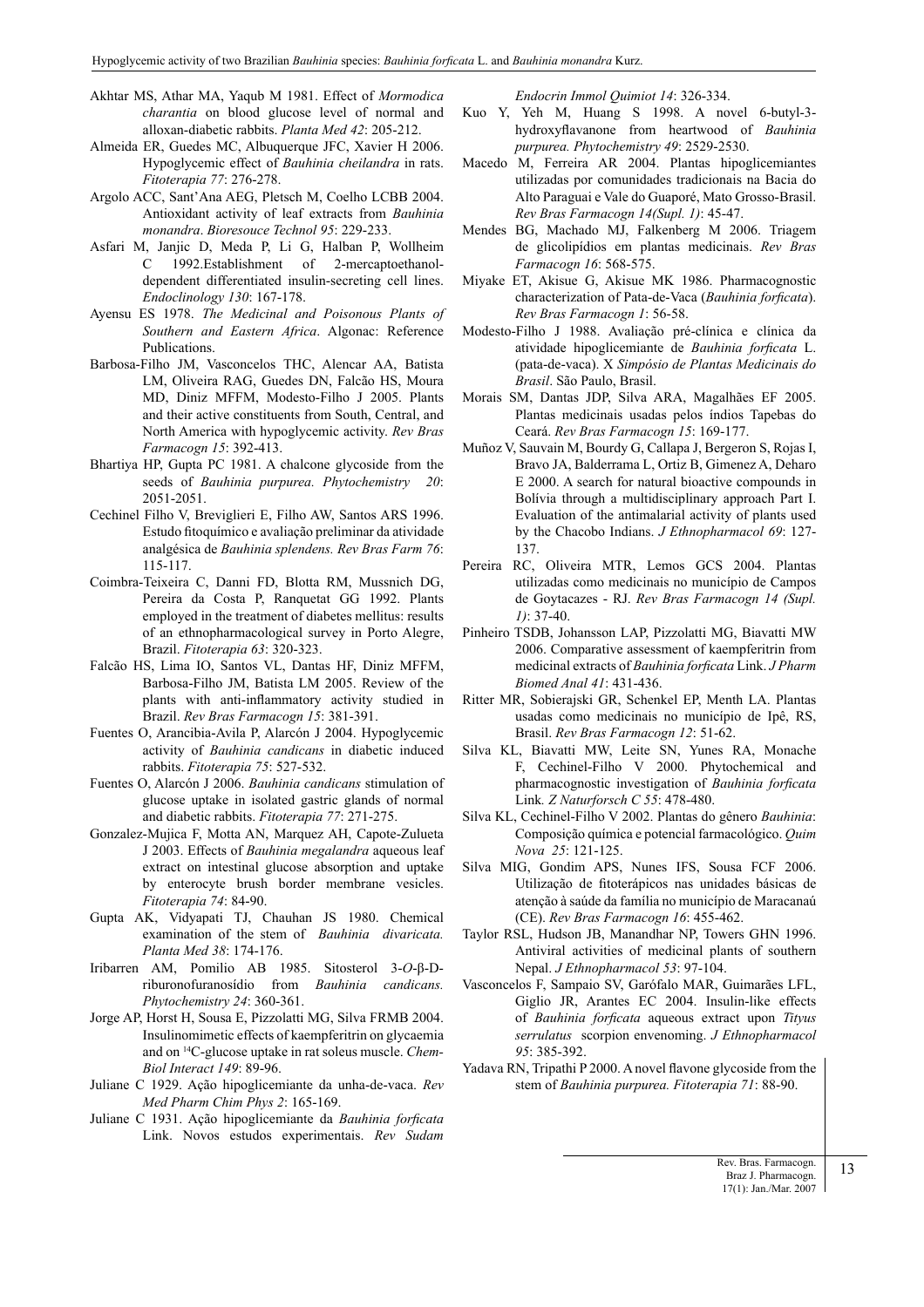Akhtar MS, Athar MA, Yaqub M 1981. Effect of *Mormodica charantia* on blood glucose level of normal and alloxan-diabetic rabbits. *Planta Med 42*: 205-212.

Almeida ER, Guedes MC, Albuquerque JFC, Xavier H 2006. Hypoglycemic effect of *Bauhinia cheilandra* in rats. *Fitoterapia 77*: 276-278.

Argolo ACC, Sant'Ana AEG, Pletsch M, Coelho LCBB 2004. Antioxidant activity of leaf extracts from *Bauhinia monandra*. *Bioresouce Technol 95*: 229-233.

Asfari M, Janjic D, Meda P, Li G, Halban P, Wollheim C 1992.Establishment of 2-mercaptoethanol-dependent differentiated insulin-secreting cell lines. *Endoclinology 130*: 167-178.

Ayensu ES 1978. *The Medicinal and Poisonous Plants of Southern and Eastern Africa*. Algonac: Reference Publications.

Barbosa-Filho JM, Vasconcelos THC, Alencar AA, Batista LM, Oliveira RAG, Guedes DN, Falcão HS, Moura MD, Diniz MFFM, Modesto-Filho J 2005. Plants and their active constituents from South, Central, and North America with hypoglycemic activity. *Rev Bras Farmacogn 15*: 392-413.

Bhartiya HP, Gupta PC 1981. A chalcone glycoside from the seeds of *Bauhinia purpurea. Phytochemistry 20*: 2051-2051.

Cechinel Filho V, Breviglieri E, Filho AW, Santos ARS 1996. Estudo fitoquímico e avaliação preliminar da atividade analgésica de *Bauhinia splendens. Rev Bras Farm 76*: 115-117.

Coimbra-Teixeira C, Danni FD, Blotta RM, Mussnich DG, Pereira da Costa P, Ranquetat GG 1992. Plants employed in the treatment of diabetes mellitus: results of an ethnopharmacological survey in Porto Alegre, Brazil. *Fitoterapia 63*: 320-323.

Falcão HS, Lima IO, Santos VL, Dantas HF, Diniz MFFM, Barbosa-Filho JM, Batista LM 2005. Review of the plants with anti-inflammatory activity studied in Brazil. *Rev Bras Farmacogn 15*: 381-391.

Fuentes O, Arancibia-Avila P, Alarcón J 2004. Hypoglycemic activity of *Bauhinia candicans* in diabetic induced rabbits. *Fitoterapia 75*: 527-532.

Fuentes O, Alarcón J 2006. *Bauhinia candicans* stimulation of glucose uptake in isolated gastric glands of normal and diabetic rabbits. *Fitoterapia 77*: 271-275.

Gonzalez-Mujica F, Motta AN, Marquez AH, Capote-Zulueta J 2003. Effects of *Bauhinia megalandra* aqueous leaf extract on intestinal glucose absorption and uptake by enterocyte brush border membrane vesicles. *Fitoterapia 74*: 84-90.

Gupta AK, Vidyapati TJ, Chauhan JS 1980. Chemical examination of the stem of *Bauhinia divaricata. Planta Med 38*: 174-176.

Iribarren AM, Pomilio AB 1985. Sitosterol 3-*O*-β-D-riburonofuranosídio from *Bauhinia candicans. Phytochemistry 24*: 360-361.

Jorge AP, Horst H, Sousa E, Pizzolatti MG, Silva FRMB 2004. Insulinomimetic effects of kaempferitrin on glycaemia and on $^{14}$C-glucose uptake in rat soleus muscle. *Chem-Biol Interact 149*: 89-96.

Juliane C 1929. Ação hipoglicemiante da unha-de-vaca. *Rev Med Pharm Chim Phys 2*: 165-169.

Juliane C 1931. Ação hipoglicemiante da *Bauhinia forficata* Link. Novos estudos experimentais. *Rev Sudam Endocrin Immol Quimiot 14*: 326-334.

Kuo Y, Yeh M, Huang S 1998. A novel 6-butyl-3-hydroxyflavanone from heartwood of *Bauhinia purpurea. Phytochemistry 49*: 2529-2530.

Macedo M, Ferreira AR 2004. Plantas hipoglicemiantes utilizadas por comunidades tradicionais na Bacia do Alto Paraguai e Vale do Guaporé, Mato Grosso-Brasil. *Rev Bras Farmacogn 14(Supl. 1)*: 45-47.

Mendes BG, Machado MJ, Falkenberg M 2006. Triagem de glicolipídios em plantas medicinais. *Rev Bras Farmacogn 16*: 568-575.

Miyake ET, Akisue G, Akisue MK 1986. Pharmacognostic characterization of Pata-de-Vaca (*Bauhinia forficata*). *Rev Bras Farmacogn 1*: 56-58.

Modesto-Filho J 1988. Avaliação pré-clínica e clínica da atividade hipoglicemiante de *Bauhinia forficata* L. (pata-de-vaca). X *Simpósio de Plantas Medicinais do Brasil*. São Paulo, Brasil.

Morais SM, Dantas JDP, Silva ARA, Magalhães EF 2005. Plantas medicinais usadas pelos índios Tapebas do Ceará. *Rev Bras Farmacogn 15*: 169-177.

Muñoz V, Sauvain M, Bourdy G, Callapa J, Bergeron S, Rojas I, Bravo JA, Balderrama L, Ortiz B, Gimenez A, Deharo E 2000. A search for natural bioactive compounds in Bolívia through a multidisciplinary approach Part I. Evaluation of the antimalarial activity of plants used by the Chacobo Indians. *J Ethnopharmacol 69*: 127-137.

Pereira RC, Oliveira MTR, Lemos GCS 2004. Plantas utilizadas como medicinais no município de Campos de Goytacazes - RJ. *Rev Bras Farmacogn 14 (Supl. 1)*: 37-40.

Pinheiro TSDB, Johansson LAP, Pizzolatti MG, Biavatti MW 2006. Comparative assessment of kaempferitrin from medicinal extracts of *Bauhinia forficata* Link. *J Pharm Biomed Anal 41*: 431-436.

Ritter MR, Sobierajski GR, Schenkel EP, Menth LA. Plantas usadas como medicinais no município de Ipê, RS, Brasil. *Rev Bras Farmacogn 12*: 51-62.

Silva KL, Biavatti MW, Leite SN, Yunes RA, Monache F, Cechinel-Filho V 2000. Phytochemical and pharmacognostic investigation of *Bauhinia forficata* Link*. Z Naturforsch C 55*: 478-480.

Silva KL, Cechinel-Filho V 2002. Plantas do gênero *Bauhinia*: Composição química e potencial farmacológico. *Quim Nova 25*: 121-125.

Silva MIG, Gondim APS, Nunes IFS, Sousa FCF 2006. Utilização de fitoterápicos nas unidades básicas de atenção à saúde da família no município de Maracanaú (CE). *Rev Bras Farmacogn 16*: 455-462.

Taylor RSL, Hudson JB, Manandhar NP, Towers GHN 1996. Antiviral activities of medicinal plants of southern Nepal. *J Ethnopharmacol 53*: 97-104.

Vasconcelos F, Sampaio SV, Garófalo MAR, Guimarães LFL, Giglio JR, Arantes EC 2004. Insulin-like effects of *Bauhinia forficata* aqueous extract upon *Tityus serrulatus* scorpion envenoming. *J Ethnopharmacol 95*: 385-392.

Yadava RN, Tripathi P 2000. A novel flavone glycoside from the stem of *Bauhinia purpurea. Fitoterapia 71*: 88-90.